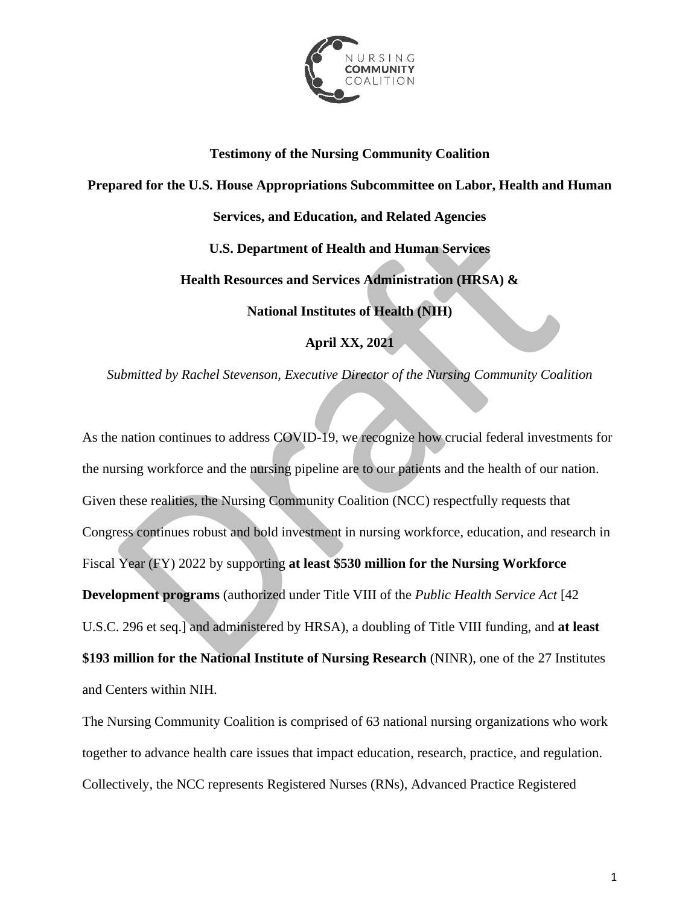**Testimony of the Nursing Community Coalition**

**Prepared for the U.S. House Appropriations Subcommittee on Labor, Health and Human Services, and Education, and Related Agencies**

**U.S. Department of Health and Human Services**

**Health Resources and Services Administration (HRSA) &**

**National Institutes of Health (NIH)**

**April XX, 2021**

*Submitted by Rachel Stevenson, Executive Director of the Nursing Community Coalition*

As the nation continues to address COVID-19, we recognize how crucial federal investments for the nursing workforce and the nursing pipeline are to our patients and the health of our nation. Given these realities, the Nursing Community Coalition (NCC) respectfully requests that Congress continues robust and bold investment in nursing workforce, education, and research in Fiscal Year (FY) 2022 by supporting **at least $530 million for the Nursing Workforce Development programs** (authorized under Title VIII of the *Public Health Service Act* [42 U.S.C. 296 et seq.] and administered by HRSA), a doubling of Title VIII funding, and **at least $193 million for the National Institute of Nursing Research** (NINR), one of the 27 Institutes and Centers within NIH.

The Nursing Community Coalition is comprised of 63 national nursing organizations who work together to advance health care issues that impact education, research, practice, and regulation. Collectively, the NCC represents Registered Nurses (RNs), Advanced Practice Registered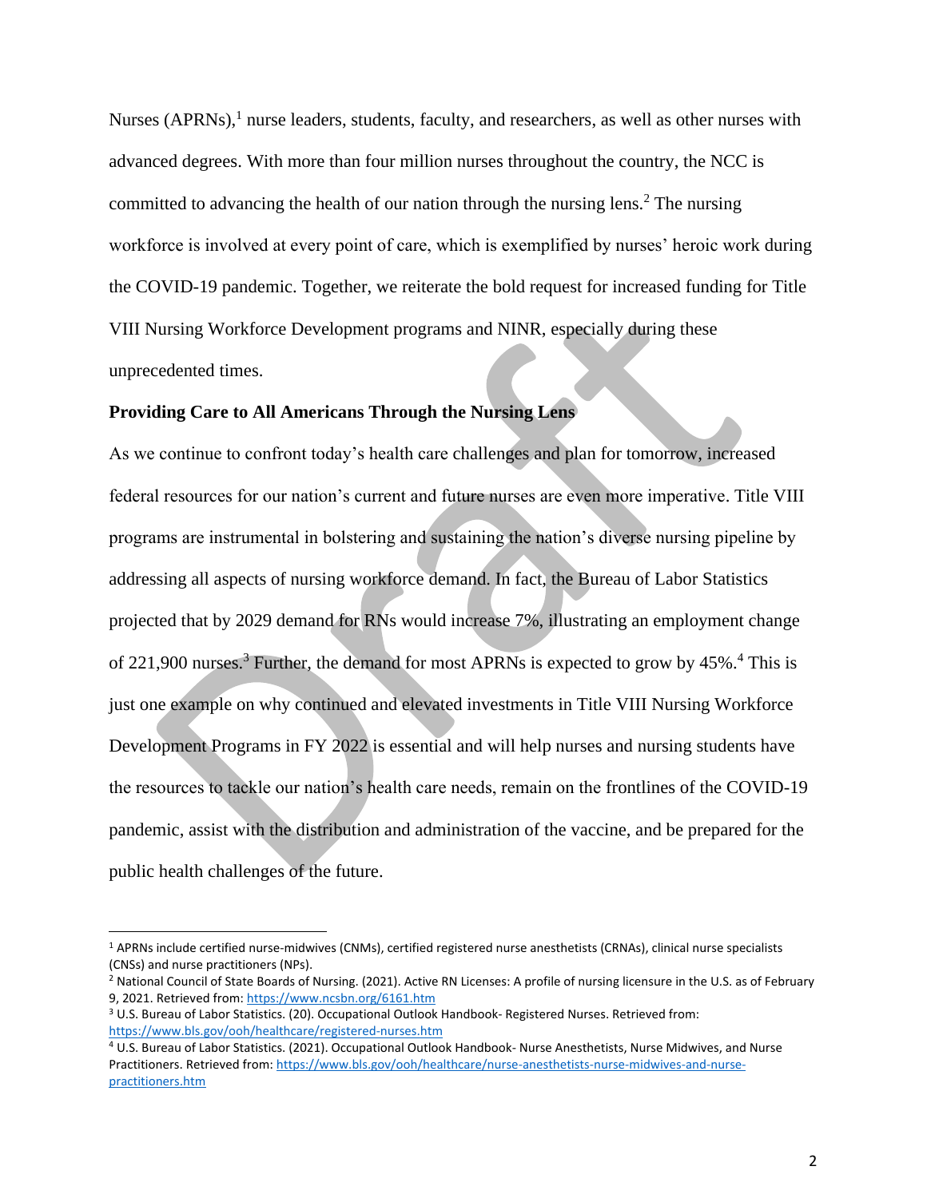Nurses (APRNs),[1] nurse leaders, students, faculty, and researchers, as well as other nurses with advanced degrees. With more than four million nurses throughout the country, the NCC is committed to advancing the health of our nation through the nursing lens.[2] The nursing workforce is involved at every point of care, which is exemplified by nurses' heroic work during the COVID-19 pandemic. Together, we reiterate the bold request for increased funding for Title VIII Nursing Workforce Development programs and NINR, especially during these unprecedented times.

**Providing Care to All Americans Through the Nursing Lens**

As we continue to confront today's health care challenges and plan for tomorrow, increased federal resources for our nation's current and future nurses are even more imperative. Title VIII programs are instrumental in bolstering and sustaining the nation's diverse nursing pipeline by addressing all aspects of nursing workforce demand. In fact, the Bureau of Labor Statistics projected that by 2029 demand for RNs would increase 7%, illustrating an employment change of 221,900 nurses.[3] Further, the demand for most APRNs is expected to grow by 45%.[4] This is just one example on why continued and elevated investments in Title VIII Nursing Workforce Development Programs in FY 2022 is essential and will help nurses and nursing students have the resources to tackle our nation's health care needs, remain on the frontlines of the COVID-19 pandemic, assist with the distribution and administration of the vaccine, and be prepared for the public health challenges of the future.

---

[1] APRNs include certified nurse-midwives (CNMs), certified registered nurse anesthetists (CRNAs), clinical nurse specialists (CNSs) and nurse practitioners (NPs).

[2] National Council of State Boards of Nursing. (2021). Active RN Licenses: A profile of nursing licensure in the U.S. as of February 9, 2021. Retrieved from: https://www.ncsbn.org/6161.htm

[3] U.S. Bureau of Labor Statistics. (20). Occupational Outlook Handbook- Registered Nurses. Retrieved from: https://www.bls.gov/ooh/healthcare/registered-nurses.htm

[4] U.S. Bureau of Labor Statistics. (2021). Occupational Outlook Handbook- Nurse Anesthetists, Nurse Midwives, and Nurse Practitioners. Retrieved from: https://www.bls.gov/ooh/healthcare/nurse-anesthetists-nurse-midwives-and-nurse-practitioners.htm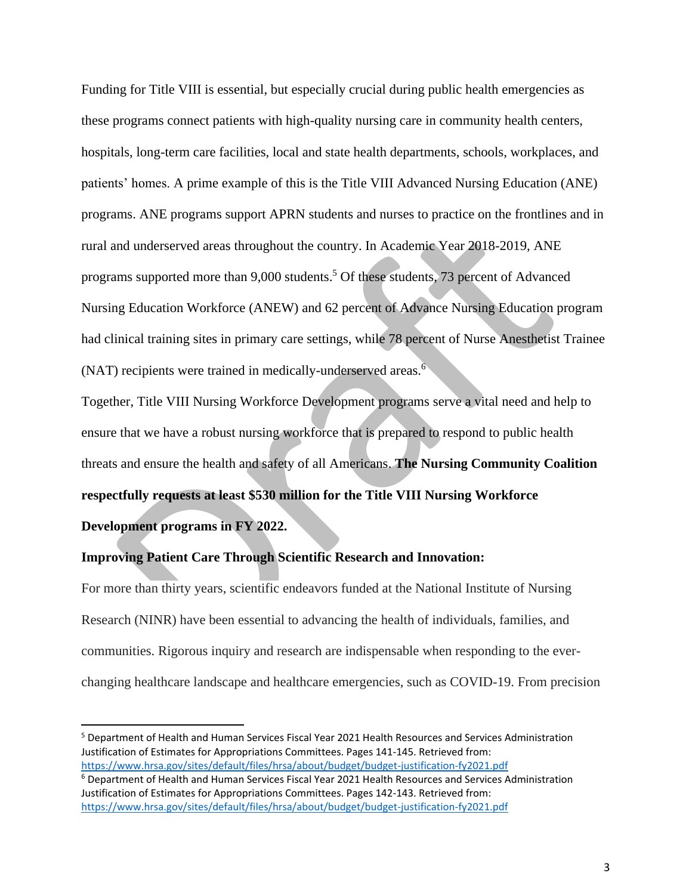Funding for Title VIII is essential, but especially crucial during public health emergencies as these programs connect patients with high-quality nursing care in community health centers, hospitals, long-term care facilities, local and state health departments, schools, workplaces, and patients' homes. A prime example of this is the Title VIII Advanced Nursing Education (ANE) programs. ANE programs support APRN students and nurses to practice on the frontlines and in rural and underserved areas throughout the country. In Academic Year 2018-2019, ANE programs supported more than 9,000 students.[5] Of these students, 73 percent of Advanced Nursing Education Workforce (ANEW) and 62 percent of Advance Nursing Education program had clinical training sites in primary care settings, while 78 percent of Nurse Anesthetist Trainee (NAT) recipients were trained in medically-underserved areas.[6]

Together, Title VIII Nursing Workforce Development programs serve a vital need and help to ensure that we have a robust nursing workforce that is prepared to respond to public health threats and ensure the health and safety of all Americans. **The Nursing Community Coalition respectfully requests at least $530 million for the Title VIII Nursing Workforce Development programs in FY 2022.**

**Improving Patient Care Through Scientific Research and Innovation:**

For more than thirty years, scientific endeavors funded at the National Institute of Nursing Research (NINR) have been essential to advancing the health of individuals, families, and communities. Rigorous inquiry and research are indispensable when responding to the ever-changing healthcare landscape and healthcare emergencies, such as COVID-19. From precision

---

[5] Department of Health and Human Services Fiscal Year 2021 Health Resources and Services Administration Justification of Estimates for Appropriations Committees. Pages 141-145. Retrieved from: https://www.hrsa.gov/sites/default/files/hrsa/about/budget/budget-justification-fy2021.pdf

[6] Department of Health and Human Services Fiscal Year 2021 Health Resources and Services Administration Justification of Estimates for Appropriations Committees. Pages 142-143. Retrieved from: https://www.hrsa.gov/sites/default/files/hrsa/about/budget/budget-justification-fy2021.pdf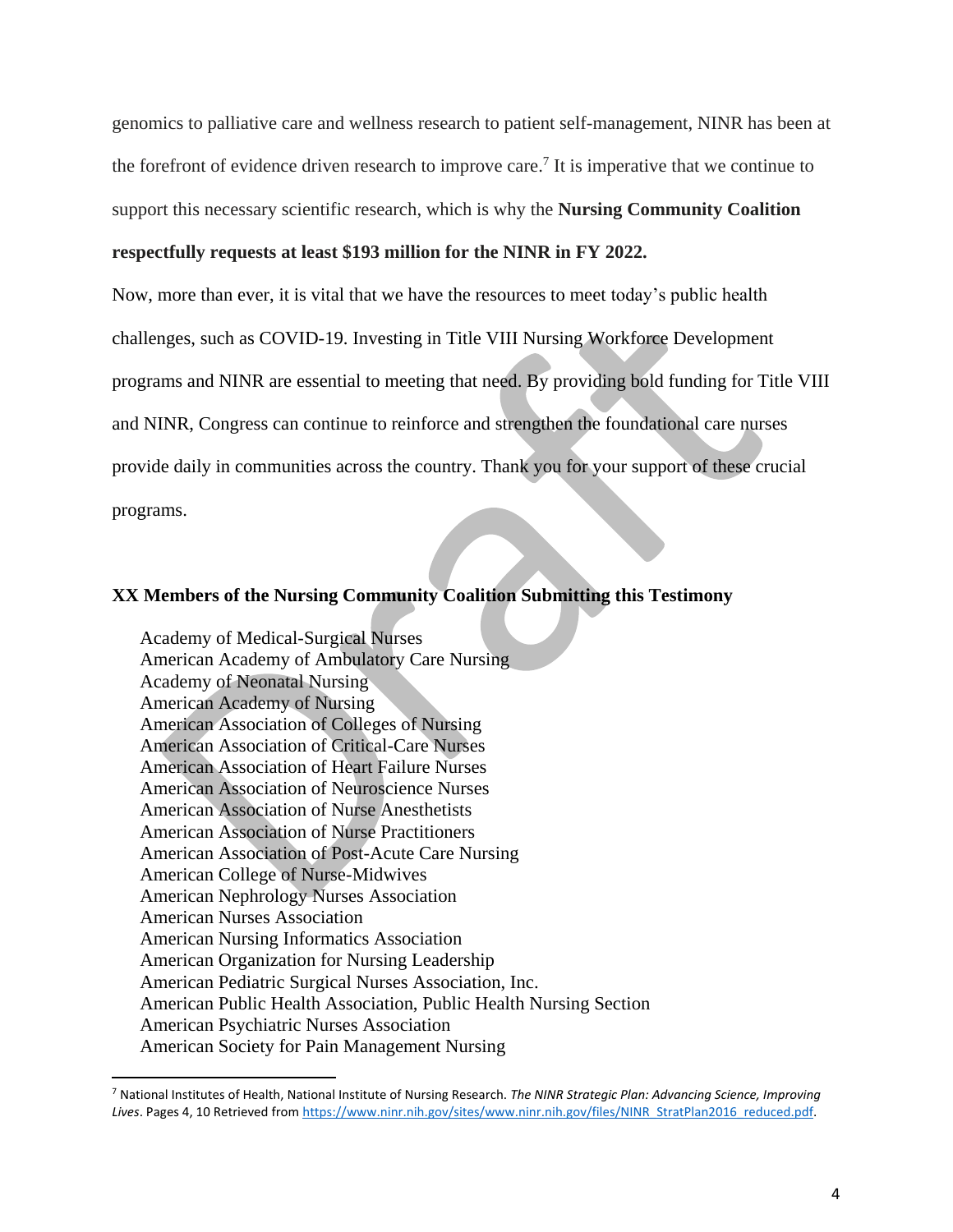genomics to palliative care and wellness research to patient self-management, NINR has been at the forefront of evidence driven research to improve care.[7] It is imperative that we continue to support this necessary scientific research, which is why the **Nursing Community Coalition respectfully requests at least $193 million for the NINR in FY 2022.**

Now, more than ever, it is vital that we have the resources to meet today's public health challenges, such as COVID-19. Investing in Title VIII Nursing Workforce Development programs and NINR are essential to meeting that need. By providing bold funding for Title VIII and NINR, Congress can continue to reinforce and strengthen the foundational care nurses provide daily in communities across the country. Thank you for your support of these crucial programs.

**XX Members of the Nursing Community Coalition Submitting this Testimony**

Academy of Medical-Surgical Nurses
American Academy of Ambulatory Care Nursing
Academy of Neonatal Nursing
American Academy of Nursing
American Association of Colleges of Nursing
American Association of Critical-Care Nurses
American Association of Heart Failure Nurses
American Association of Neuroscience Nurses
American Association of Nurse Anesthetists
American Association of Nurse Practitioners
American Association of Post-Acute Care Nursing
American College of Nurse-Midwives
American Nephrology Nurses Association
American Nurses Association
American Nursing Informatics Association
American Organization for Nursing Leadership
American Pediatric Surgical Nurses Association, Inc.
American Public Health Association, Public Health Nursing Section
American Psychiatric Nurses Association
American Society for Pain Management Nursing

---

[7] National Institutes of Health, National Institute of Nursing Research. *The NINR Strategic Plan: Advancing Science, Improving Lives*. Pages 4, 10 Retrieved from https://www.ninr.nih.gov/sites/www.ninr.nih.gov/files/NINR_StratPlan2016_reduced.pdf.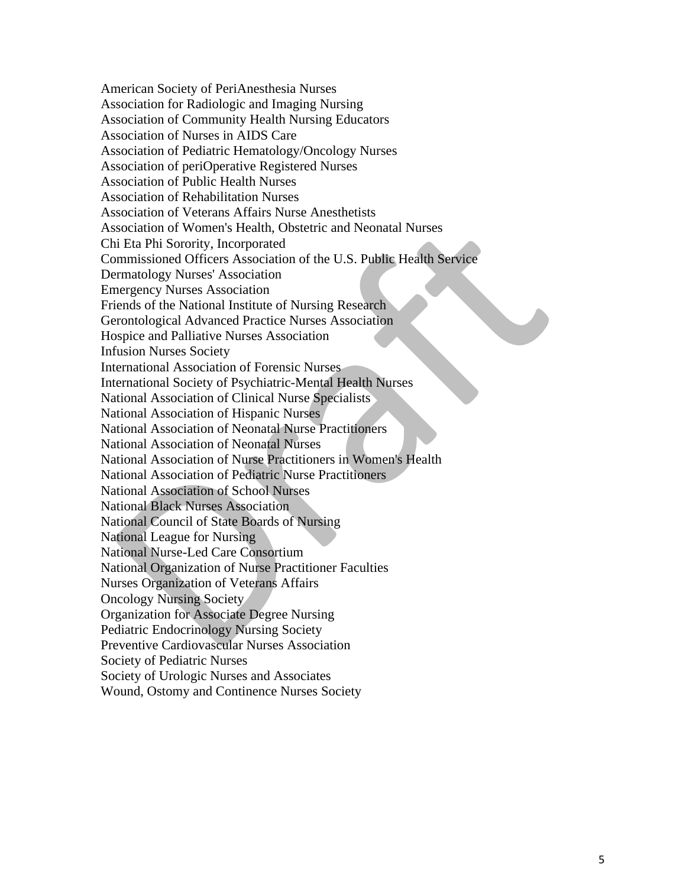American Society of PeriAnesthesia Nurses
Association for Radiologic and Imaging Nursing
Association of Community Health Nursing Educators
Association of Nurses in AIDS Care
Association of Pediatric Hematology/Oncology Nurses
Association of periOperative Registered Nurses
Association of Public Health Nurses
Association of Rehabilitation Nurses
Association of Veterans Affairs Nurse Anesthetists
Association of Women's Health, Obstetric and Neonatal Nurses
Chi Eta Phi Sorority, Incorporated
Commissioned Officers Association of the U.S. Public Health Service
Dermatology Nurses' Association
Emergency Nurses Association
Friends of the National Institute of Nursing Research
Gerontological Advanced Practice Nurses Association
Hospice and Palliative Nurses Association
Infusion Nurses Society
International Association of Forensic Nurses
International Society of Psychiatric-Mental Health Nurses
National Association of Clinical Nurse Specialists
National Association of Hispanic Nurses
National Association of Neonatal Nurse Practitioners
National Association of Neonatal Nurses
National Association of Nurse Practitioners in Women's Health
National Association of Pediatric Nurse Practitioners
National Association of School Nurses
National Black Nurses Association
National Council of State Boards of Nursing
National League for Nursing
National Nurse-Led Care Consortium
National Organization of Nurse Practitioner Faculties
Nurses Organization of Veterans Affairs
Oncology Nursing Society
Organization for Associate Degree Nursing
Pediatric Endocrinology Nursing Society
Preventive Cardiovascular Nurses Association
Society of Pediatric Nurses
Society of Urologic Nurses and Associates
Wound, Ostomy and Continence Nurses Society